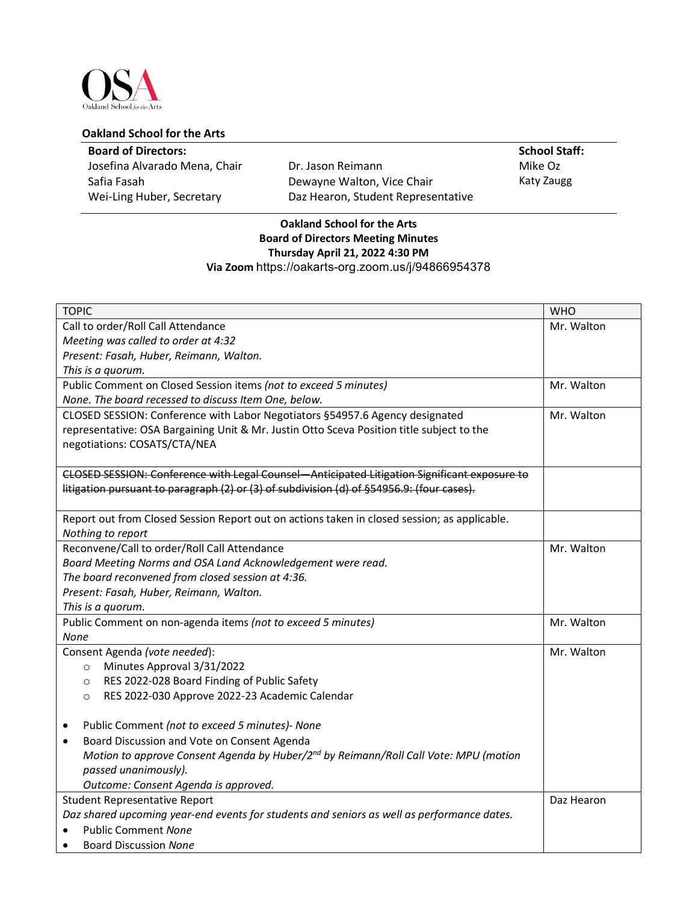OSA
Oakland School for the Arts

**Oakland School for the Arts**

| **Board of Directors:** | | **School Staff:** |
|---|---|---|
| Josefina Alvarado Mena, Chair | Dr. Jason Reimann | Mike Oz |
| Safia Fasah | Dewayne Walton, Vice Chair | Katy Zaugg |
| Wei-Ling Huber, Secretary | Daz Hearon, Student Representative | |

**Oakland School for the Arts**
**Board of Directors Meeting Minutes**
**Thursday April 21, 2022 4:30 PM**
**Via Zoom** https://oakarts-org.zoom.us/j/94866954378

| TOPIC | WHO |
|---|---|
| Call to order/Roll Call Attendance<br>*Meeting was called to order at 4:32*<br>*Present: Fasah, Huber, Reimann, Walton.*<br>*This is a quorum.* | Mr. Walton |
| Public Comment on Closed Session items *(not to exceed 5 minutes)*<br>*None. The board recessed to discuss Item One, below.* | Mr. Walton |
| CLOSED SESSION: Conference with Labor Negotiators §54957.6 Agency designated representative: OSA Bargaining Unit & Mr. Justin Otto Sceva Position title subject to the negotiations: COSATS/CTA/NEA | Mr. Walton |
| ~~CLOSED SESSION: Conference with Legal Counsel—Anticipated Litigation Significant exposure to litigation pursuant to paragraph (2) or (3) of subdivision (d) of §54956.9: (four cases).~~ | |
| Report out from Closed Session Report out on actions taken in closed session; as applicable.<br>*Nothing to report* | |
| Reconvene/Call to order/Roll Call Attendance<br>*Board Meeting Norms and OSA Land Acknowledgement were read.*<br>*The board reconvened from closed session at 4:36.*<br>*Present: Fasah, Huber, Reimann, Walton.*<br>*This is a quorum.* | Mr. Walton |
| Public Comment on non-agenda items *(not to exceed 5 minutes)*<br>*None* | Mr. Walton |
| Consent Agenda *(vote needed)*:<br>○ Minutes Approval 3/31/2022<br>○ RES 2022-028 Board Finding of Public Safety<br>○ RES 2022-030 Approve 2022-23 Academic Calendar<br><br>• Public Comment *(not to exceed 5 minutes)- None*<br>• Board Discussion and Vote on Consent Agenda<br>*Motion to approve Consent Agenda by Huber/2nd by Reimann/Roll Call Vote: MPU (motion passed unanimously).*<br>*Outcome: Consent Agenda is approved.* | Mr. Walton |
| Student Representative Report<br>*Daz shared upcoming year-end events for students and seniors as well as performance dates.*<br>• Public Comment *None*<br>• Board Discussion *None* | Daz Hearon |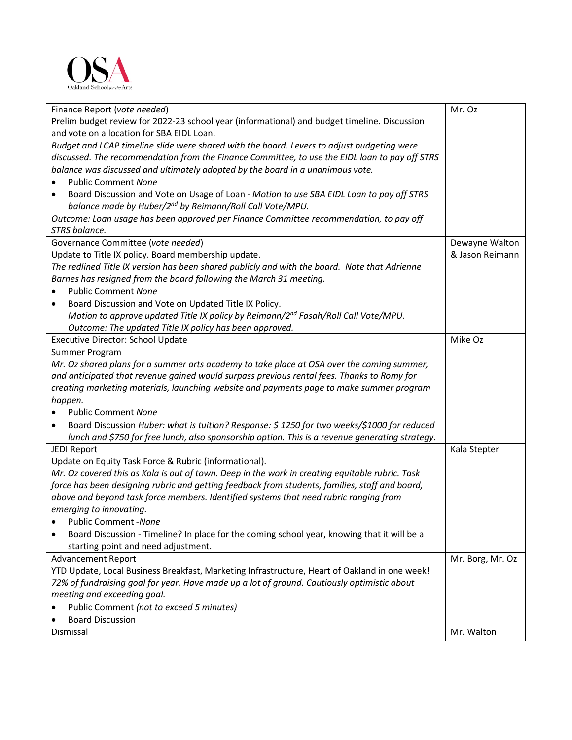OSA
Oakland School for the Arts

| | |
|---|---|
| Finance Report (*vote needed*)<br>Prelim budget review for 2022-23 school year (informational) and budget timeline. Discussion and vote on allocation for SBA EIDL Loan.<br>*Budget and LCAP timeline slide were shared with the board. Levers to adjust budgeting were discussed. The recommendation from the Finance Committee, to use the EIDL loan to pay off STRS balance was discussed and ultimately adopted by the board in a unanimous vote.*<br>• Public Comment *None*<br>• Board Discussion and Vote on Usage of Loan - *Motion to use SBA EIDL Loan to pay off STRS balance made by Huber/2nd by Reimann/Roll Call Vote/MPU.*<br>*Outcome: Loan usage has been approved per Finance Committee recommendation, to pay off STRS balance.* | Mr. Oz |
| Governance Committee (*vote needed*)<br>Update to Title IX policy. Board membership update.<br>*The redlined Title IX version has been shared publicly and with the board. Note that Adrienne Barnes has resigned from the board following the March 31 meeting.*<br>• Public Comment *None*<br>• Board Discussion and Vote on Updated Title IX Policy. *Motion to approve updated Title IX policy by Reimann/2nd Fasah/Roll Call Vote/MPU. Outcome: The updated Title IX policy has been approved.* | Dewayne Walton & Jason Reimann |
| Executive Director: School Update<br>Summer Program<br>*Mr. Oz shared plans for a summer arts academy to take place at OSA over the coming summer, and anticipated that revenue gained would surpass previous rental fees. Thanks to Romy for creating marketing materials, launching website and payments page to make summer program happen.*<br>• Public Comment *None*<br>• Board Discussion *Huber: what is tuition? Response: \$ 1250 for two weeks/\$1000 for reduced lunch and \$750 for free lunch, also sponsorship option. This is a revenue generating strategy.* | Mike Oz |
| JEDI Report<br>Update on Equity Task Force & Rubric (informational).<br>*Mr. Oz covered this as Kala is out of town. Deep in the work in creating equitable rubric. Task force has been designing rubric and getting feedback from students, families, staff and board, above and beyond task force members. Identified systems that need rubric ranging from emerging to innovating.*<br>• Public Comment -*None*<br>• Board Discussion - Timeline? In place for the coming school year, knowing that it will be a starting point and need adjustment. | Kala Stepter |
| Advancement Report<br>YTD Update, Local Business Breakfast, Marketing Infrastructure, Heart of Oakland in one week!<br>*72% of fundraising goal for year. Have made up a lot of ground. Cautiously optimistic about meeting and exceeding goal.*<br>• Public Comment *(not to exceed 5 minutes)*<br>• Board Discussion | Mr. Borg, Mr. Oz |
| Dismissal | Mr. Walton |